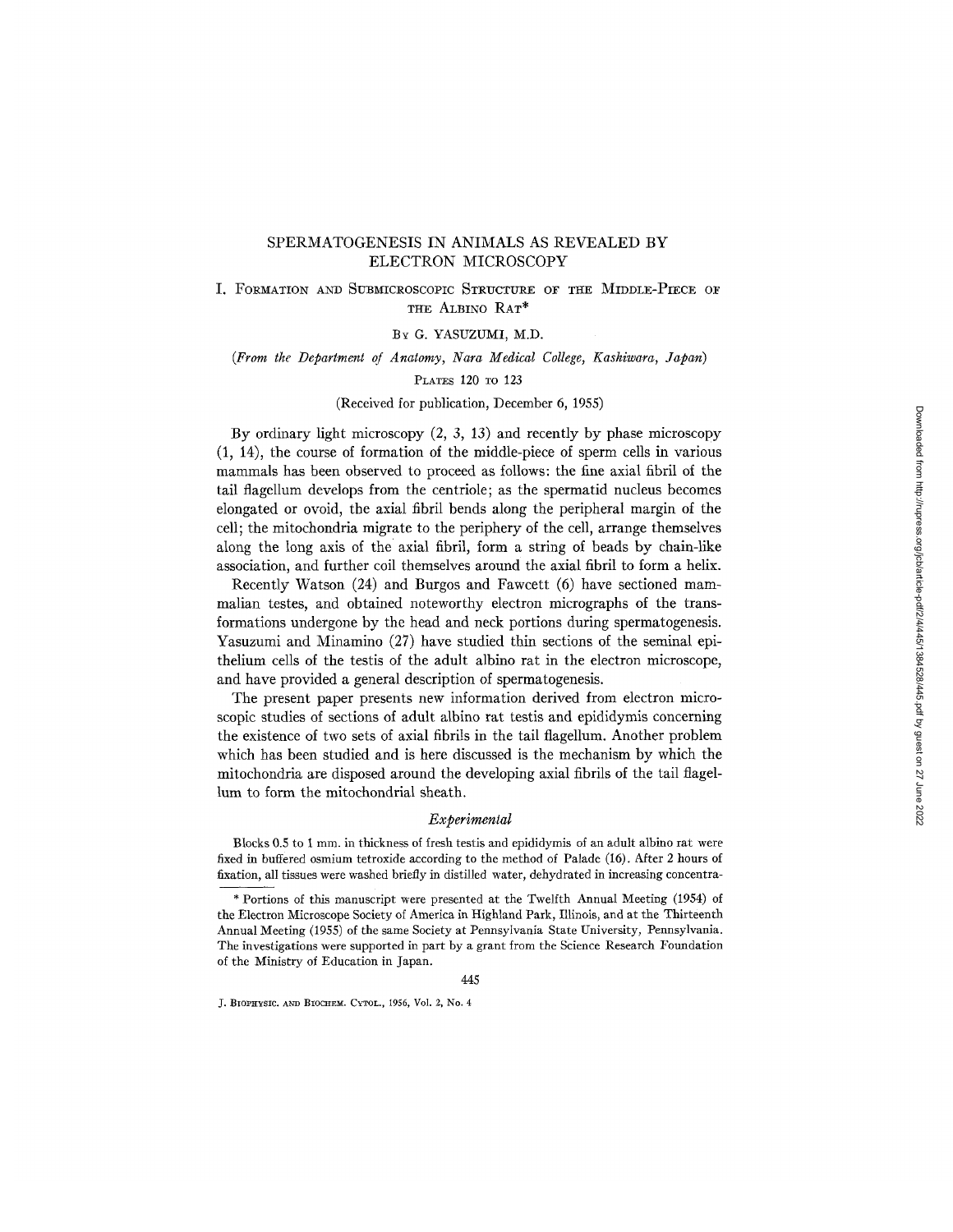# SPERMATOGENESIS IN ANIMALS AS REVEALED BY ELECTRON MICROSCOPY

## I. Formation and Submicroscopic Structure of the Middle-Piece of the Albino Rat*

By G. YASUZUMI, M.D.

*(From the Department of Anatomy, Nara Medical College, Kashiwara, Japan)*

Plates 120 to 123

(Received for publication, December 6, 1955)

By ordinary light microscopy (2, 3, 13) and recently by phase microscopy (1, 14), the course of formation of the middle-piece of sperm cells in various mammals has been observed to proceed as follows: the fine axial fibril of the tail flagellum develops from the centriole; as the spermatid nucleus becomes elongated or ovoid, the axial fibril bends along the peripheral margin of the cell; the mitochondria migrate to the periphery of the cell, arrange themselves along the long axis of the axial fibril, form a string of beads by chain-like association, and further coil themselves around the axial fibril to form a helix.

Recently Watson (24) and Burgos and Fawcett (6) have sectioned mammalian testes, and obtained noteworthy electron micrographs of the transformations undergone by the head and neck portions during spermatogenesis. Yasuzumi and Minamino (27) have studied thin sections of the seminal epithelium cells of the testis of the adult albino rat in the electron microscope, and have provided a general description of spermatogenesis.

The present paper presents new information derived from electron microscopic studies of sections of adult albino rat testis and epididymis concerning the existence of two sets of axial fibrils in the tail flagellum. Another problem which has been studied and is here discussed is the mechanism by which the mitochondria are disposed around the developing axial fibrils of the tail flagellum to form the mitochondrial sheath.

### *Experimental*

Blocks 0.5 to 1 mm. in thickness of fresh testis and epididymis of an adult albino rat were fixed in buffered osmium tetroxide according to the method of Palade (16). After 2 hours of fixation, all tissues were washed briefly in distilled water, dehydrated in increasing concentra-

---

\* Portions of this manuscript were presented at the Twelfth Annual Meeting (1954) of the Electron Microscope Society of America in Highland Park, Illinois, and at the Thirteenth Annual Meeting (1955) of the same Society at Pennsylvania State University, Pennsylvania. The investigations were supported in part by a grant from the Science Research Foundation of the Ministry of Education in Japan.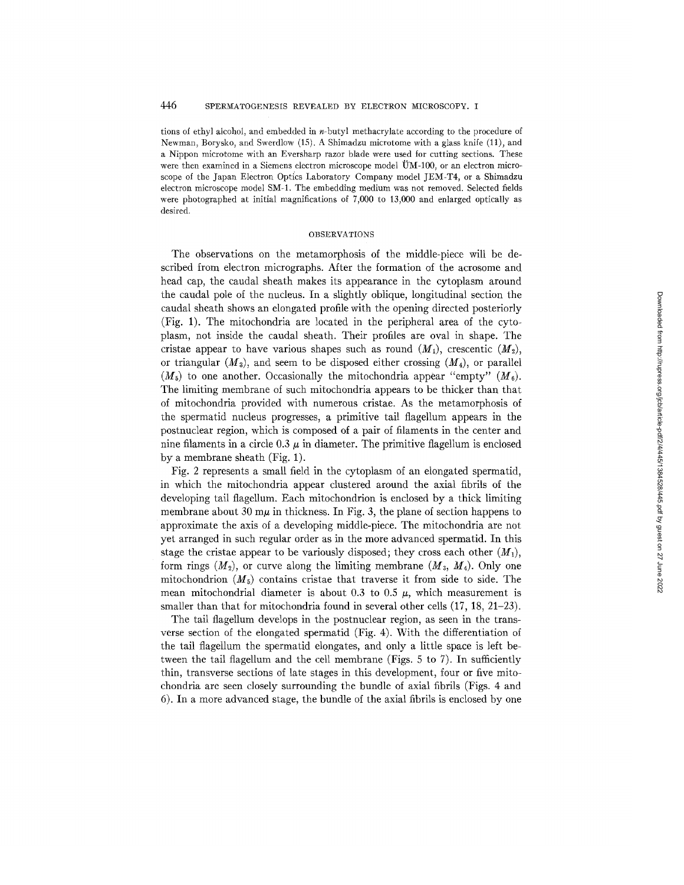tions of ethyl alcohol, and embedded in *n*-butyl methacrylate according to the procedure of Newman, Borysko, and Swerdlow (15). A Shimadzu microtome with a glass knife (11), and a Nippon microtome with an Eversharp razor blade were used for cutting sections. These were then examined in a Siemens electron microscope model ÜM-100, or an electron microscope of the Japan Electron Optics Laboratory Company model JEM-T4, or a Shimadzu electron microscope model SM-1. The embedding medium was not removed. Selected fields were photographed at initial magnifications of 7,000 to 13,000 and enlarged optically as desired.

## OBSERVATIONS

The observations on the metamorphosis of the middle-piece will be described from electron micrographs. After the formation of the acrosome and head cap, the caudal sheath makes its appearance in the cytoplasm around the caudal pole of the nucleus. In a slightly oblique, longitudinal section the caudal sheath shows an elongated profile with the opening directed posteriorly (Fig. 1). The mitochondria are located in the peripheral area of the cytoplasm, not inside the caudal sheath. Their profiles are oval in shape. The cristae appear to have various shapes such as round ($M_1$), crescentic ($M_2$), or triangular ($M_3$), and seem to be disposed either crossing ($M_4$), or parallel ($M_5$) to one another. Occasionally the mitochondria appear "empty" ($M_6$). The limiting membrane of such mitochondria appears to be thicker than that of mitochondria provided with numerous cristae. As the metamorphosis of the spermatid nucleus progresses, a primitive tail flagellum appears in the postnuclear region, which is composed of a pair of filaments in the center and nine filaments in a circle 0.3 $\mu$ in diameter. The primitive flagellum is enclosed by a membrane sheath (Fig. 1).

Fig. 2 represents a small field in the cytoplasm of an elongated spermatid, in which the mitochondria appear clustered around the axial fibrils of the developing tail flagellum. Each mitochondrion is enclosed by a thick limiting membrane about 30 m$\mu$ in thickness. In Fig. 3, the plane of section happens to approximate the axis of a developing middle-piece. The mitochondria are not yet arranged in such regular order as in the more advanced spermatid. In this stage the cristae appear to be variously disposed; they cross each other ($M_1$), form rings ($M_2$), or curve along the limiting membrane ($M_3$, $M_4$). Only one mitochondrion ($M_5$) contains cristae that traverse it from side to side. The mean mitochondrial diameter is about 0.3 to 0.5 $\mu$, which measurement is smaller than that for mitochondria found in several other cells (17, 18, 21–23).

The tail flagellum develops in the postnuclear region, as seen in the transverse section of the elongated spermatid (Fig. 4). With the differentiation of the tail flagellum the spermatid elongates, and only a little space is left between the tail flagellum and the cell membrane (Figs. 5 to 7). In sufficiently thin, transverse sections of late stages in this development, four or five mitochondria are seen closely surrounding the bundle of axial fibrils (Figs. 4 and 6). In a more advanced stage, the bundle of the axial fibrils is enclosed by one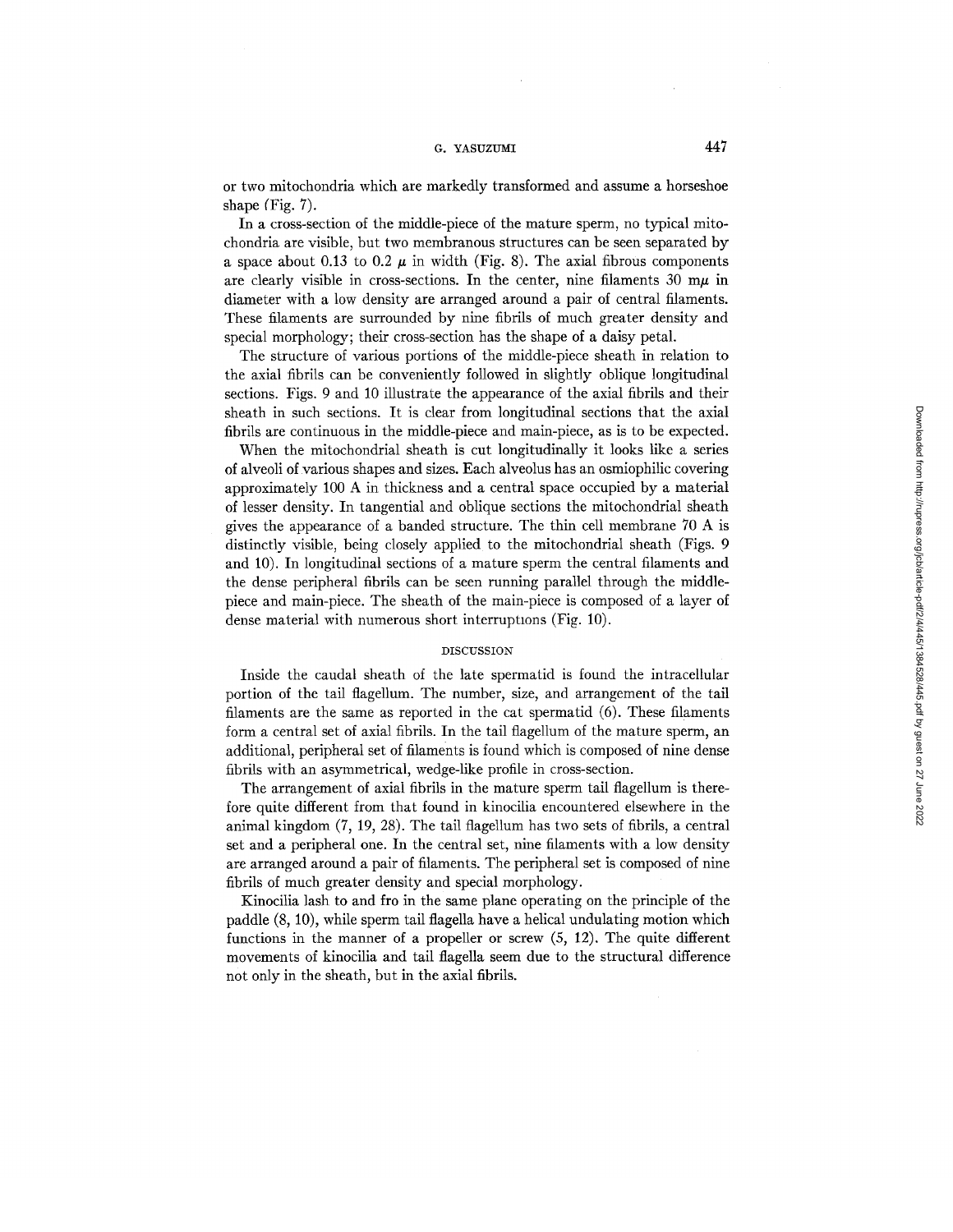or two mitochondria which are markedly transformed and assume a horseshoe shape (Fig. 7).

In a cross-section of the middle-piece of the mature sperm, no typical mitochondria are visible, but two membranous structures can be seen separated by a space about 0.13 to 0.2 $\mu$ in width (Fig. 8). The axial fibrous components are clearly visible in cross-sections. In the center, nine filaments 30 m$\mu$ in diameter with a low density are arranged around a pair of central filaments. These filaments are surrounded by nine fibrils of much greater density and special morphology; their cross-section has the shape of a daisy petal.

The structure of various portions of the middle-piece sheath in relation to the axial fibrils can be conveniently followed in slightly oblique longitudinal sections. Figs. 9 and 10 illustrate the appearance of the axial fibrils and their sheath in such sections. It is clear from longitudinal sections that the axial fibrils are continuous in the middle-piece and main-piece, as is to be expected.

When the mitochondrial sheath is cut longitudinally it looks like a series of alveoli of various shapes and sizes. Each alveolus has an osmiophilic covering approximately 100 A in thickness and a central space occupied by a material of lesser density. In tangential and oblique sections the mitochondrial sheath gives the appearance of a banded structure. The thin cell membrane 70 A is distinctly visible, being closely applied to the mitochondrial sheath (Figs. 9 and 10). In longitudinal sections of a mature sperm the central filaments and the dense peripheral fibrils can be seen running parallel through the middle-piece and main-piece. The sheath of the main-piece is composed of a layer of dense material with numerous short interruptions (Fig. 10).

## DISCUSSION

Inside the caudal sheath of the late spermatid is found the intracellular portion of the tail flagellum. The number, size, and arrangement of the tail filaments are the same as reported in the cat spermatid (6). These filaments form a central set of axial fibrils. In the tail flagellum of the mature sperm, an additional, peripheral set of filaments is found which is composed of nine dense fibrils with an asymmetrical, wedge-like profile in cross-section.

The arrangement of axial fibrils in the mature sperm tail flagellum is therefore quite different from that found in kinocilia encountered elsewhere in the animal kingdom (7, 19, 28). The tail flagellum has two sets of fibrils, a central set and a peripheral one. In the central set, nine filaments with a low density are arranged around a pair of filaments. The peripheral set is composed of nine fibrils of much greater density and special morphology.

Kinocilia lash to and fro in the same plane operating on the principle of the paddle (8, 10), while sperm tail flagella have a helical undulating motion which functions in the manner of a propeller or screw (5, 12). The quite different movements of kinocilia and tail flagella seem due to the structural difference not only in the sheath, but in the axial fibrils.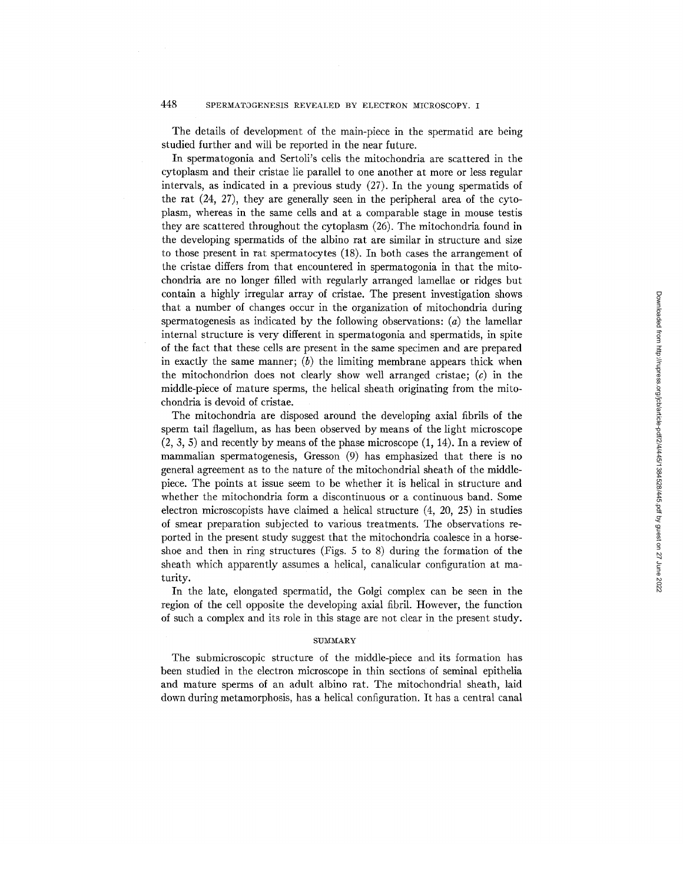The details of development of the main-piece in the spermatid are being studied further and will be reported in the near future.

In spermatogonia and Sertoli's cells the mitochondria are scattered in the cytoplasm and their cristae lie parallel to one another at more or less regular intervals, as indicated in a previous study (27). In the young spermatids of the rat (24, 27), they are generally seen in the peripheral area of the cytoplasm, whereas in the same cells and at a comparable stage in mouse testis they are scattered throughout the cytoplasm (26). The mitochondria found in the developing spermatids of the albino rat are similar in structure and size to those present in rat spermatocytes (18). In both cases the arrangement of the cristae differs from that encountered in spermatogonia in that the mitochondria are no longer filled with regularly arranged lamellae or ridges but contain a highly irregular array of cristae. The present investigation shows that a number of changes occur in the organization of mitochondria during spermatogenesis as indicated by the following observations: (*a*) the lamellar internal structure is very different in spermatogonia and spermatids, in spite of the fact that these cells are present in the same specimen and are prepared in exactly the same manner; (*b*) the limiting membrane appears thick when the mitochondrion does not clearly show well arranged cristae; (*c*) in the middle-piece of mature sperms, the helical sheath originating from the mitochondria is devoid of cristae.

The mitochondria are disposed around the developing axial fibrils of the sperm tail flagellum, as has been observed by means of the light microscope (2, 3, 5) and recently by means of the phase microscope (1, 14). In a review of mammalian spermatogenesis, Gresson (9) has emphasized that there is no general agreement as to the nature of the mitochondrial sheath of the middle-piece. The points at issue seem to be whether it is helical in structure and whether the mitochondria form a discontinuous or a continuous band. Some electron microscopists have claimed a helical structure (4, 20, 25) in studies of smear preparation subjected to various treatments. The observations reported in the present study suggest that the mitochondria coalesce in a horseshoe and then in ring structures (Figs. 5 to 8) during the formation of the sheath which apparently assumes a helical, canalicular configuration at maturity.

In the late, elongated spermatid, the Golgi complex can be seen in the region of the cell opposite the developing axial fibril. However, the function of such a complex and its role in this stage are not clear in the present study.

## SUMMARY

The submicroscopic structure of the middle-piece and its formation has been studied in the electron microscope in thin sections of seminal epithelia and mature sperms of an adult albino rat. The mitochondrial sheath, laid down during metamorphosis, has a helical configuration. It has a central canal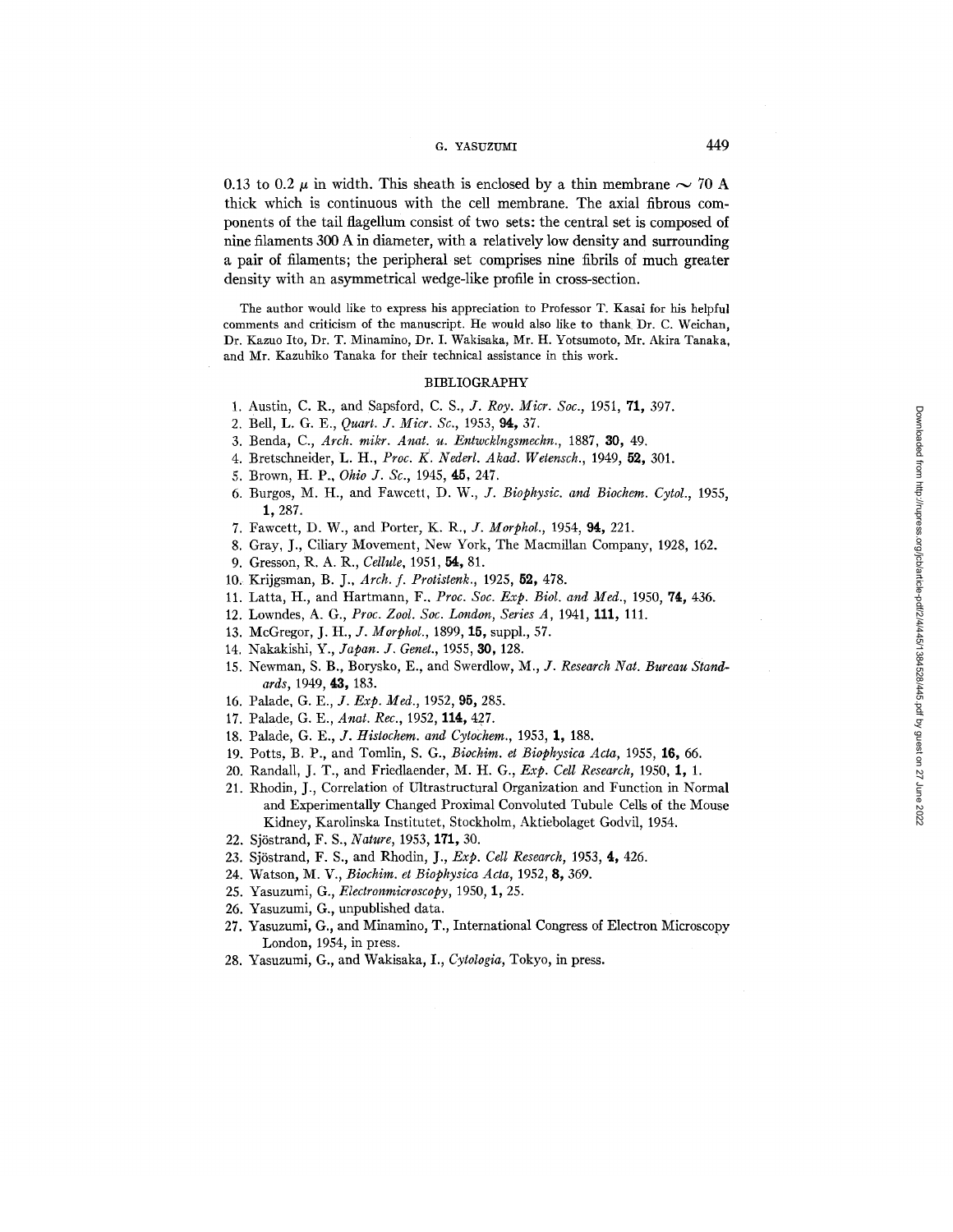0.13 to 0.2 $\mu$ in width. This sheath is enclosed by a thin membrane $\sim$ 70 A thick which is continuous with the cell membrane. The axial fibrous components of the tail flagellum consist of two sets: the central set is composed of nine filaments 300 A in diameter, with a relatively low density and surrounding a pair of filaments; the peripheral set comprises nine fibrils of much greater density with an asymmetrical wedge-like profile in cross-section.

The author would like to express his appreciation to Professor T. Kasai for his helpful comments and criticism of the manuscript. He would also like to thank Dr. C. Weichan, Dr. Kazuo Ito, Dr. T. Minamino, Dr. I. Wakisaka, Mr. H. Yotsumoto, Mr. Akira Tanaka, and Mr. Kazuhiko Tanaka for their technical assistance in this work.

## BIBLIOGRAPHY

1. Austin, C. R., and Sapsford, C. S., *J. Roy. Micr. Soc.*, 1951, **71,** 397.
2. Bell, L. G. E., *Quart. J. Micr. Sc.*, 1953, **94,** 37.
3. Benda, C., *Arch. mikr. Anat. u. Entwcklngsmechn.*, 1887, **30,** 49.
4. Bretschneider, L. H., *Proc. K. Nederl. Akad. Wetensch.*, 1949, **52,** 301.
5. Brown, H. P., *Ohio J. Sc.*, 1945, **45,** 247.
6. Burgos, M. H., and Fawcett, D. W., *J. Biophysic. and Biochem. Cytol.*, 1955, **1,** 287.
7. Fawcett, D. W., and Porter, K. R., *J. Morphol.*, 1954, **94,** 221.
8. Gray, J., Ciliary Movement, New York, The Macmillan Company, 1928, 162.
9. Gresson, R. A. R., *Cellule*, 1951, **54,** 81.
10. Krijgsman, B. J., *Arch. f. Protistenk.*, 1925, **52,** 478.
11. Latta, H., and Hartmann, F., *Proc. Soc. Exp. Biol. and Med.*, 1950, **74,** 436.
12. Lowndes, A. G., *Proc. Zool. Soc. London, Series A*, 1941, **111,** 111.
13. McGregor, J. H., *J. Morphol.*, 1899, **15,** suppl., 57.
14. Nakakishi, Y., *Japan. J. Genet.*, 1955, **30,** 128.
15. Newman, S. B., Borysko, E., and Swerdlow, M., *J. Research Nat. Bureau Standards*, 1949, **43,** 183.
16. Palade, G. E., *J. Exp. Med.*, 1952, **95,** 285.
17. Palade, G. E., *Anat. Rec.*, 1952, **114,** 427.
18. Palade, G. E., *J. Histochem. and Cytochem.*, 1953, **1,** 188.
19. Potts, B. P., and Tomlin, S. G., *Biochim. et Biophysica Acta*, 1955, **16,** 66.
20. Randall, J. T., and Friedlaender, M. H. G., *Exp. Cell Research*, 1950, **1,** 1.
21. Rhodin, J., Correlation of Ultrastructural Organization and Function in Normal and Experimentally Changed Proximal Convoluted Tubule Cells of the Mouse Kidney, Karolinska Institutet, Stockholm, Aktiebolaget Godvil, 1954.
22. Sjöstrand, F. S., *Nature*, 1953, **171,** 30.
23. Sjöstrand, F. S., and Rhodin, J., *Exp. Cell Research*, 1953, **4,** 426.
24. Watson, M. V., *Biochim. et Biophysica Acta*, 1952, **8,** 369.
25. Yasuzumi, G., *Electronmicroscopy*, 1950, **1,** 25.
26. Yasuzumi, G., unpublished data.
27. Yasuzumi, G., and Minamino, T., International Congress of Electron Microscopy London, 1954, in press.
28. Yasuzumi, G., and Wakisaka, I., *Cytologia*, Tokyo, in press.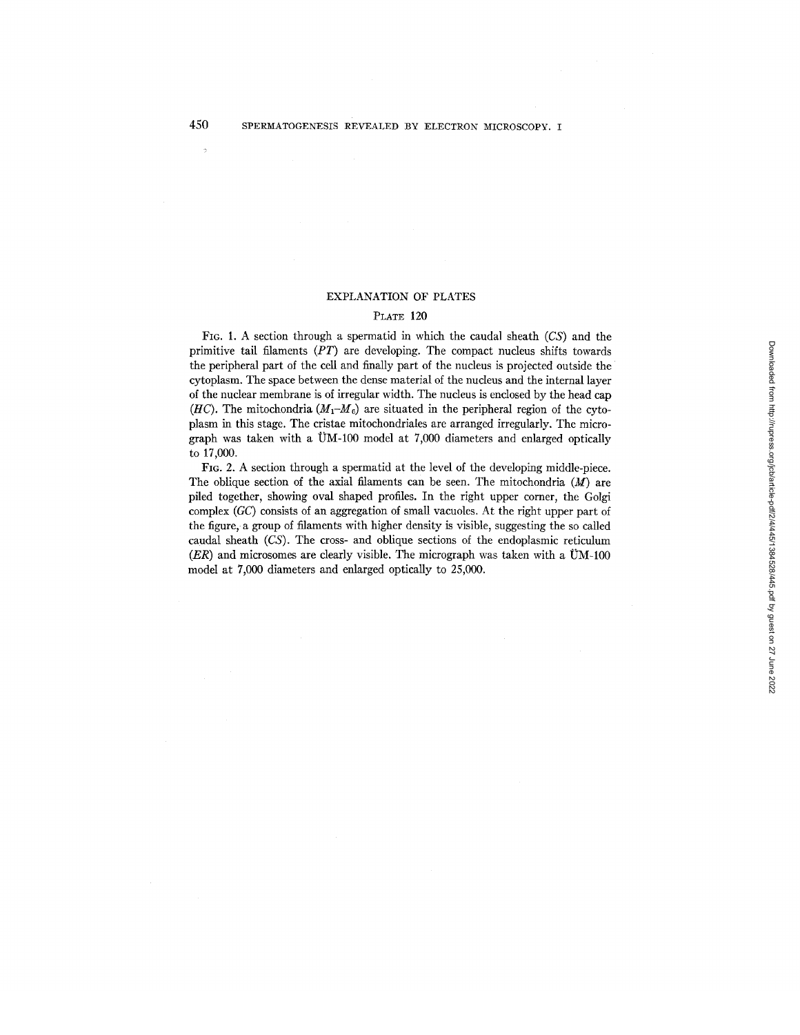## EXPLANATION OF PLATES

### PLATE 120

FIG. 1. A section through a spermatid in which the caudal sheath (*CS*) and the primitive tail filaments (*PT*) are developing. The compact nucleus shifts towards the peripheral part of the cell and finally part of the nucleus is projected outside the cytoplasm. The space between the dense material of the nucleus and the internal layer of the nuclear membrane is of irregular width. The nucleus is enclosed by the head cap (*HC*). The mitochondria ($M_1$–$M_6$) are situated in the peripheral region of the cytoplasm in this stage. The cristae mitochondriales are arranged irregularly. The micrograph was taken with a ÜM-100 model at 7,000 diameters and enlarged optically to 17,000.

FIG. 2. A section through a spermatid at the level of the developing middle-piece. The oblique section of the axial filaments can be seen. The mitochondria (*M*) are piled together, showing oval shaped profiles. In the right upper corner, the Golgi complex (*GC*) consists of an aggregation of small vacuoles. At the right upper part of the figure, a group of filaments with higher density is visible, suggesting the so called caudal sheath (*CS*). The cross- and oblique sections of the endoplasmic reticulum (*ER*) and microsomes are clearly visible. The micrograph was taken with a ÜM-100 model at 7,000 diameters and enlarged optically to 25,000.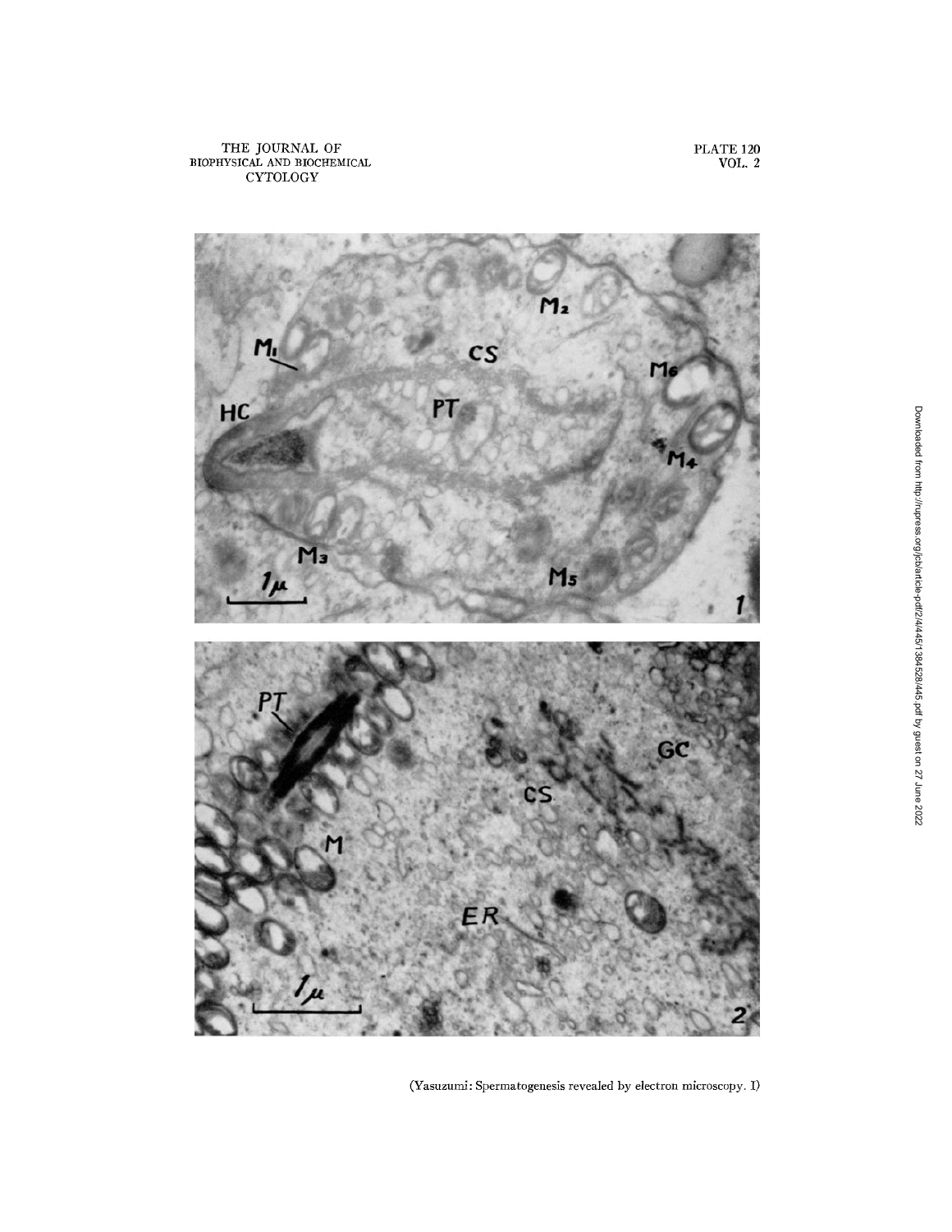(Yasuzumi: Spermatogenesis revealed by electron microscopy. I)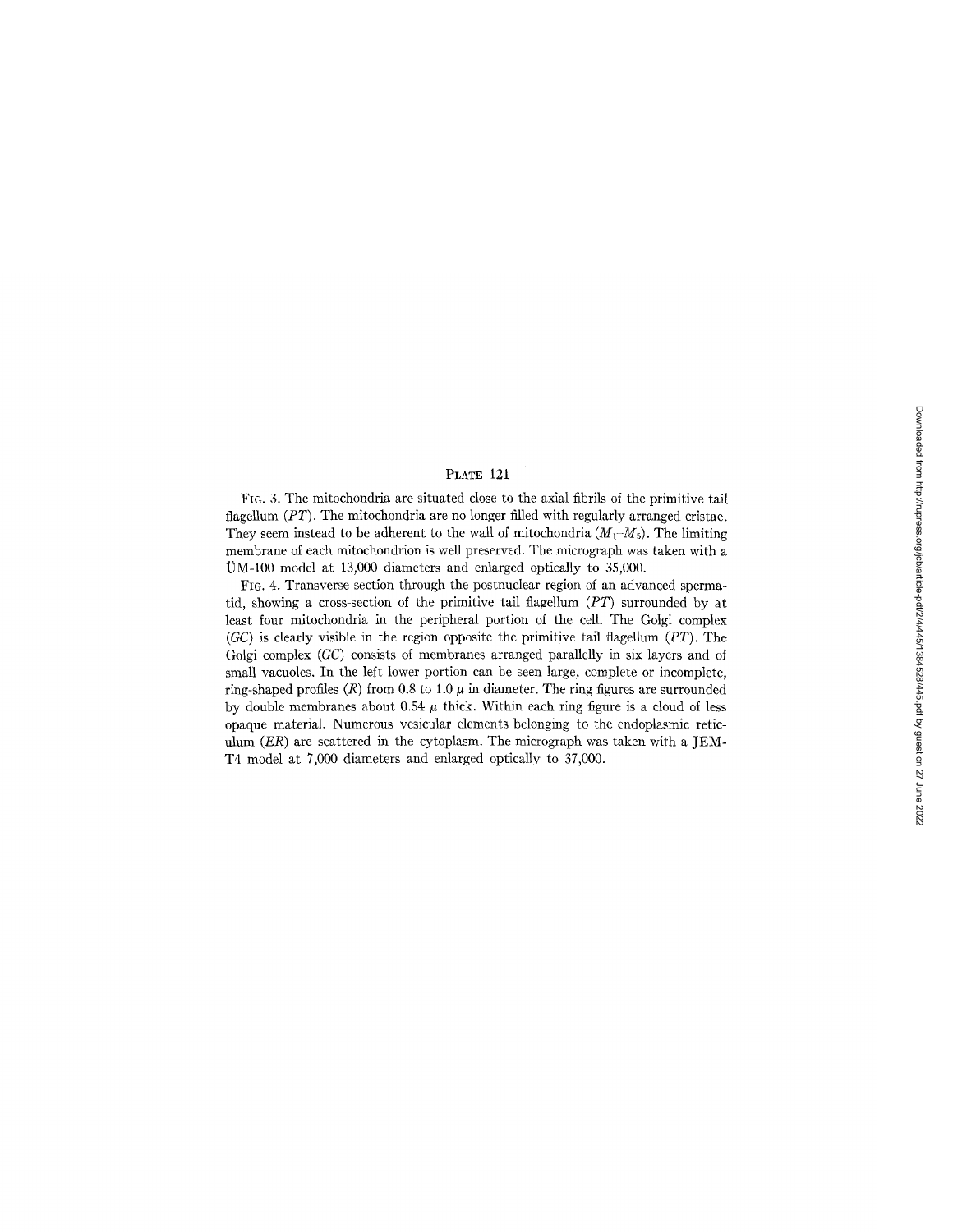## Plate 121

Fig. 3. The mitochondria are situated close to the axial fibrils of the primitive tail flagellum (*PT*). The mitochondria are no longer filled with regularly arranged cristae. They seem instead to be adherent to the wall of mitochondria ($M_1$–$M_5$). The limiting membrane of each mitochondrion is well preserved. The micrograph was taken with a ÜM-100 model at 13,000 diameters and enlarged optically to 35,000.

Fig. 4. Transverse section through the postnuclear region of an advanced spermatid, showing a cross-section of the primitive tail flagellum (*PT*) surrounded by at least four mitochondria in the peripheral portion of the cell. The Golgi complex (*GC*) is clearly visible in the region opposite the primitive tail flagellum (*PT*). The Golgi complex (*GC*) consists of membranes arranged parallelly in six layers and of small vacuoles. In the left lower portion can be seen large, complete or incomplete, ring-shaped profiles (*R*) from 0.8 to 1.0 $\mu$ in diameter. The ring figures are surrounded by double membranes about 0.54 $\mu$ thick. Within each ring figure is a cloud of less opaque material. Numerous vesicular elements belonging to the endoplasmic reticulum (*ER*) are scattered in the cytoplasm. The micrograph was taken with a JEM-T4 model at 7,000 diameters and enlarged optically to 37,000.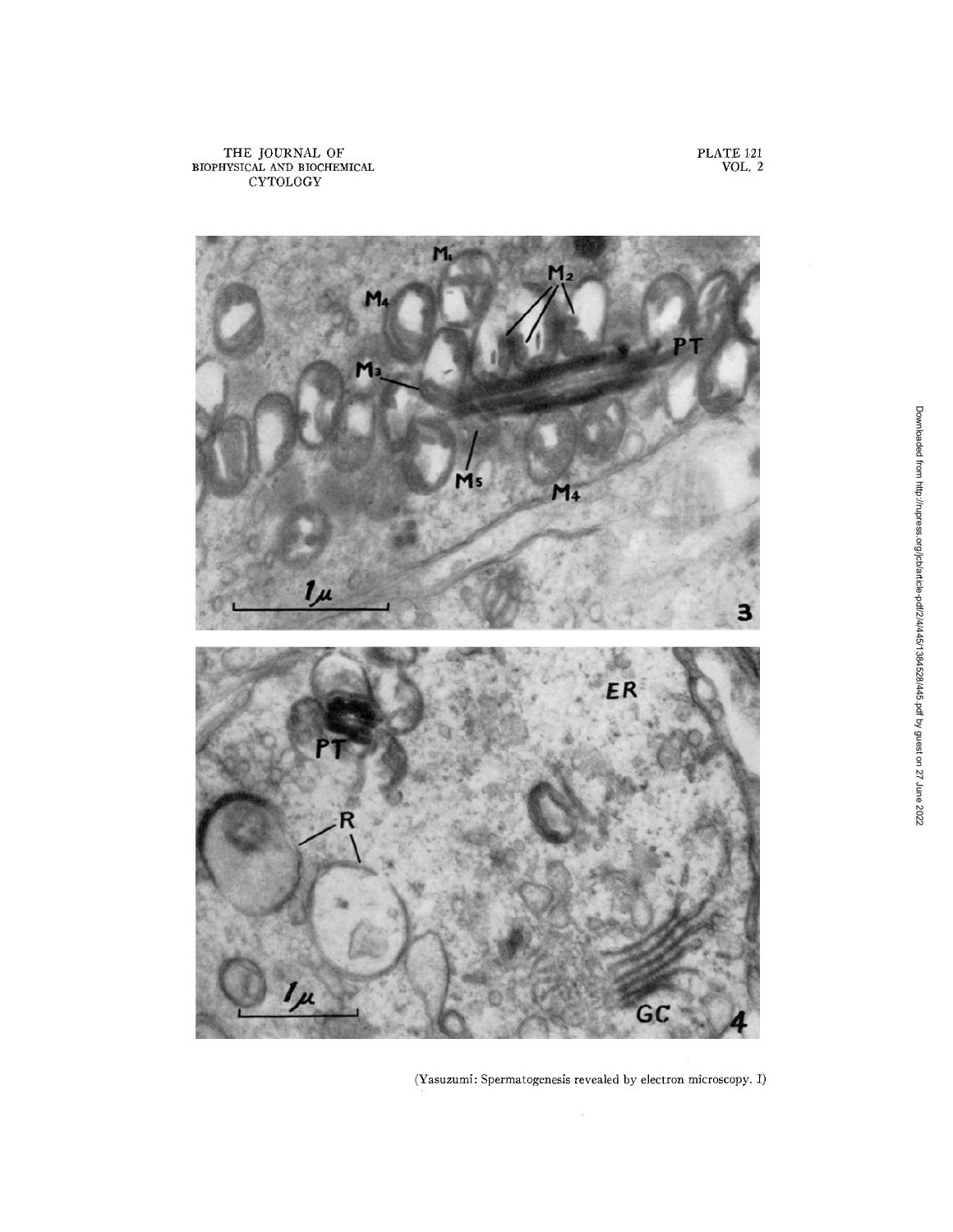(Yasuzumi: Spermatogenesis revealed by electron microscopy. I)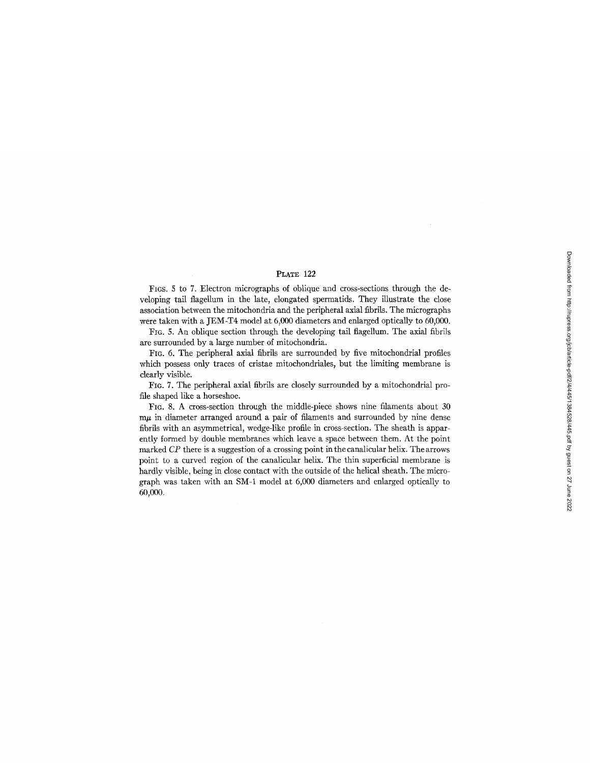## Plate 122

Figs. 5 to 7. Electron micrographs of oblique and cross-sections through the developing tail flagellum in the late, elongated spermatids. They illustrate the close association between the mitochondria and the peripheral axial fibrils. The micrographs were taken with a JEM-T4 model at 6,000 diameters and enlarged optically to 60,000.

Fig. 5. An oblique section through the developing tail flagellum. The axial fibrils are surrounded by a large number of mitochondria.

Fig. 6. The peripheral axial fibrils are surrounded by five mitochondrial profiles which possess only traces of cristae mitochondriales, but the limiting membrane is clearly visible.

Fig. 7. The peripheral axial fibrils are closely surrounded by a mitochondrial profile shaped like a horseshoe.

Fig. 8. A cross-section through the middle-piece shows nine filaments about 30 $m\mu$ in diameter arranged around a pair of filaments and surrounded by nine dense fibrils with an asymmetrical, wedge-like profile in cross-section. The sheath is apparently formed by double membranes which leave a space between them. At the point marked *CP* there is a suggestion of a crossing point in the canalicular helix. The arrows point to a curved region of the canalicular helix. The thin superficial membrane is hardly visible, being in close contact with the outside of the helical sheath. The micrograph was taken with an SM-1 model at 6,000 diameters and enlarged optically to 60,000.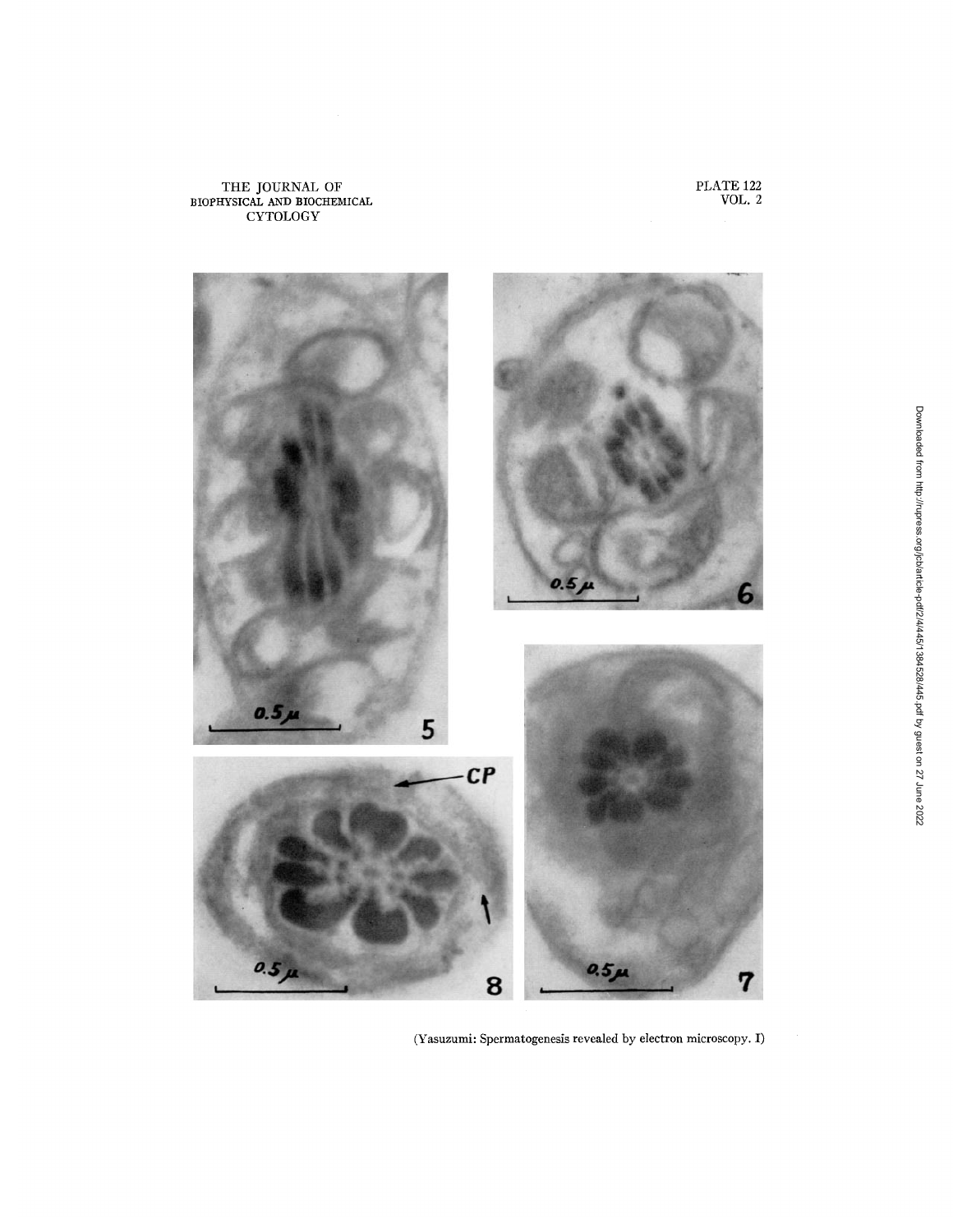(Yasuzumi: Spermatogenesis revealed by electron microscopy. I)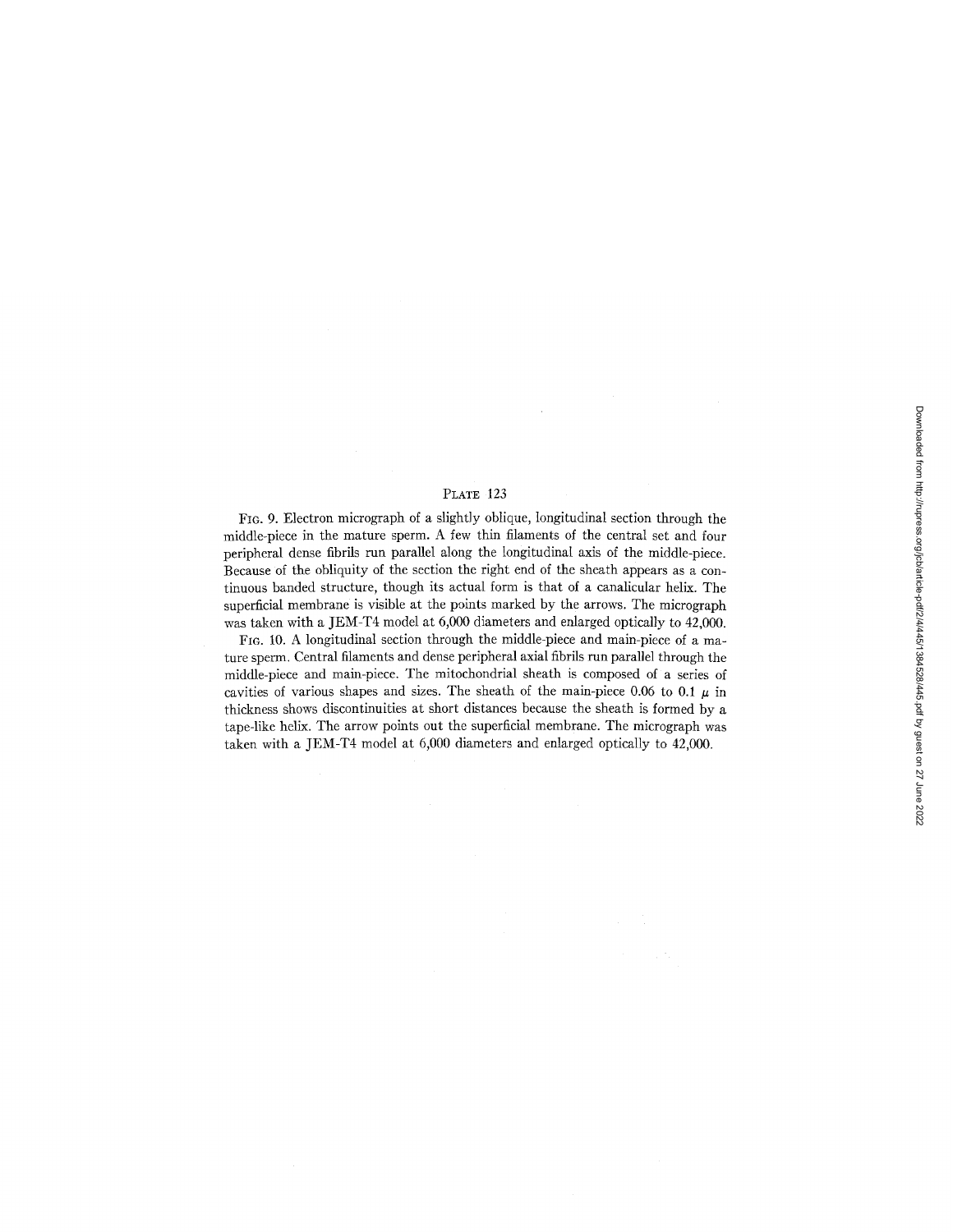PLATE 123

FIG. 9. Electron micrograph of a slightly oblique, longitudinal section through the middle-piece in the mature sperm. A few thin filaments of the central set and four peripheral dense fibrils run parallel along the longitudinal axis of the middle-piece. Because of the obliquity of the section the right end of the sheath appears as a continuous banded structure, though its actual form is that of a canalicular helix. The superficial membrane is visible at the points marked by the arrows. The micrograph was taken with a JEM-T4 model at 6,000 diameters and enlarged optically to 42,000.

FIG. 10. A longitudinal section through the middle-piece and main-piece of a mature sperm. Central filaments and dense peripheral axial fibrils run parallel through the middle-piece and main-piece. The mitochondrial sheath is composed of a series of cavities of various shapes and sizes. The sheath of the main-piece 0.06 to 0.1 $\mu$ in thickness shows discontinuities at short distances because the sheath is formed by a tape-like helix. The arrow points out the superficial membrane. The micrograph was taken with a JEM-T4 model at 6,000 diameters and enlarged optically to 42,000.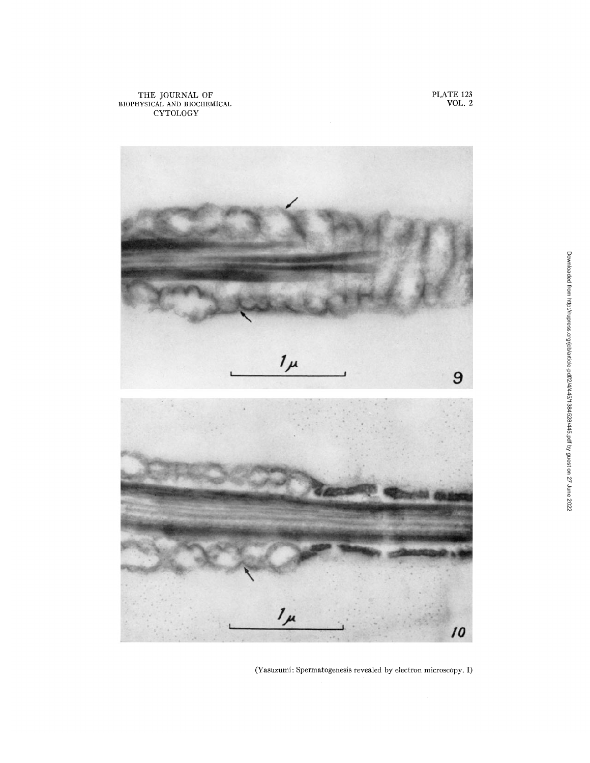(Yasuzumi: Spermatogenesis revealed by electron microscopy. I)